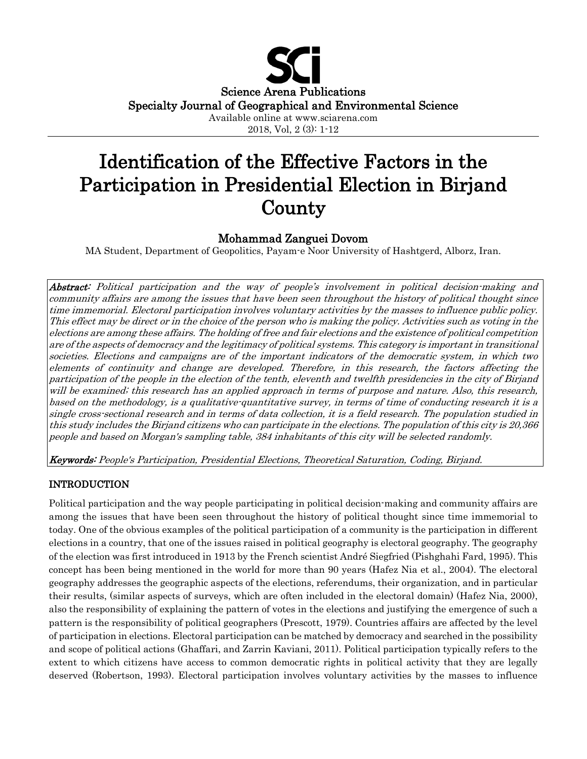Science Arena Publications
Specialty Journal of Geographical and Environmental Science
Available online at www.sciarena.com
2018, Vol, 2 (3): 1-12

# Identification of the Effective Factors in the Participation in Presidential Election in Birjand County

**Mohammad Zanguei Dovom**

MA Student, Department of Geopolitics, Payam-e Noor University of Hashtgerd, Alborz, Iran.

***Abstract:*** *Political participation and the way of people's involvement in political decision-making and community affairs are among the issues that have been seen throughout the history of political thought since time immemorial. Electoral participation involves voluntary activities by the masses to influence public policy. This effect may be direct or in the choice of the person who is making the policy. Activities such as voting in the elections are among these affairs. The holding of free and fair elections and the existence of political competition are of the aspects of democracy and the legitimacy of political systems. This category is important in transitional societies. Elections and campaigns are of the important indicators of the democratic system, in which two elements of continuity and change are developed. Therefore, in this research, the factors affecting the participation of the people in the election of the tenth, eleventh and twelfth presidencies in the city of Birjand will be examined; this research has an applied approach in terms of purpose and nature. Also, this research, based on the methodology, is a qualitative-quantitative survey, in terms of time of conducting research it is a single cross-sectional research and in terms of data collection, it is a field research. The population studied in this study includes the Birjand citizens who can participate in the elections. The population of this city is 20,366 people and based on Morgan's sampling table, 384 inhabitants of this city will be selected randomly.*

***Keywords:*** *People's Participation, Presidential Elections, Theoretical Saturation, Coding, Birjand.*

## INTRODUCTION

Political participation and the way people participating in political decision-making and community affairs are among the issues that have been seen throughout the history of political thought since time immemorial to today. One of the obvious examples of the political participation of a community is the participation in different elections in a country, that one of the issues raised in political geography is electoral geography. The geography of the election was first introduced in 1913 by the French scientist André Siegfried (Pishghahi Fard, 1995). This concept has been being mentioned in the world for more than 90 years (Hafez Nia et al., 2004). The electoral geography addresses the geographic aspects of the elections, referendums, their organization, and in particular their results, (similar aspects of surveys, which are often included in the electoral domain) (Hafez Nia, 2000), also the responsibility of explaining the pattern of votes in the elections and justifying the emergence of such a pattern is the responsibility of political geographers (Prescott, 1979). Countries affairs are affected by the level of participation in elections. Electoral participation can be matched by democracy and searched in the possibility and scope of political actions (Ghaffari, and Zarrin Kaviani, 2011). Political participation typically refers to the extent to which citizens have access to common democratic rights in political activity that they are legally deserved (Robertson, 1993). Electoral participation involves voluntary activities by the masses to influence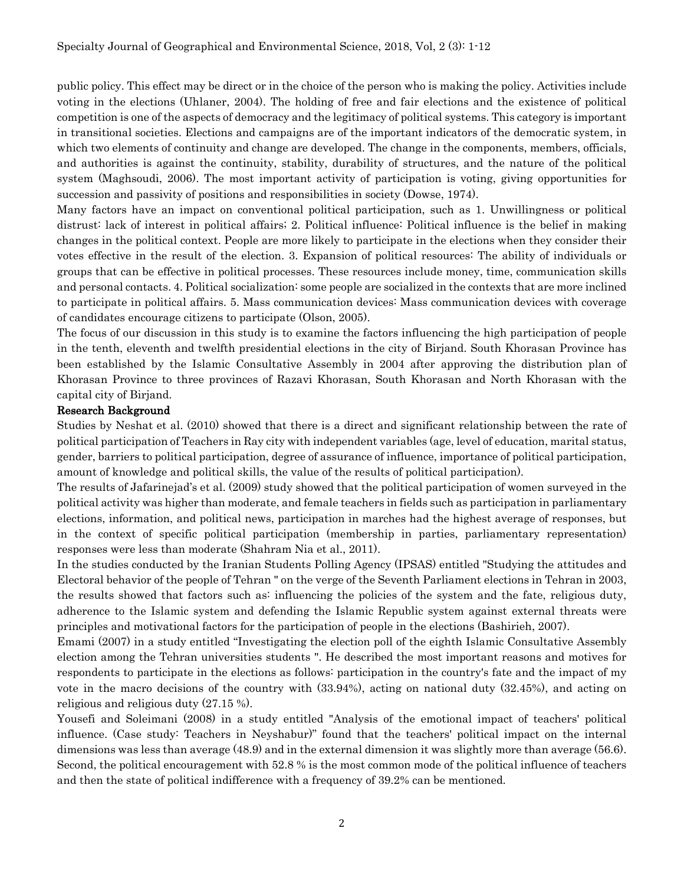public policy. This effect may be direct or in the choice of the person who is making the policy. Activities include voting in the elections (Uhlaner, 2004). The holding of free and fair elections and the existence of political competition is one of the aspects of democracy and the legitimacy of political systems. This category is important in transitional societies. Elections and campaigns are of the important indicators of the democratic system, in which two elements of continuity and change are developed. The change in the components, members, officials, and authorities is against the continuity, stability, durability of structures, and the nature of the political system (Maghsoudi, 2006). The most important activity of participation is voting, giving opportunities for succession and passivity of positions and responsibilities in society (Dowse, 1974).

Many factors have an impact on conventional political participation, such as 1. Unwillingness or political distrust: lack of interest in political affairs; 2. Political influence: Political influence is the belief in making changes in the political context. People are more likely to participate in the elections when they consider their votes effective in the result of the election. 3. Expansion of political resources: The ability of individuals or groups that can be effective in political processes. These resources include money, time, communication skills and personal contacts. 4. Political socialization: some people are socialized in the contexts that are more inclined to participate in political affairs. 5. Mass communication devices: Mass communication devices with coverage of candidates encourage citizens to participate (Olson, 2005).

The focus of our discussion in this study is to examine the factors influencing the high participation of people in the tenth, eleventh and twelfth presidential elections in the city of Birjand. South Khorasan Province has been established by the Islamic Consultative Assembly in 2004 after approving the distribution plan of Khorasan Province to three provinces of Razavi Khorasan, South Khorasan and North Khorasan with the capital city of Birjand.

## Research Background

Studies by Neshat et al. (2010) showed that there is a direct and significant relationship between the rate of political participation of Teachers in Ray city with independent variables (age, level of education, marital status, gender, barriers to political participation, degree of assurance of influence, importance of political participation, amount of knowledge and political skills, the value of the results of political participation).

The results of Jafarinejad's et al. (2009) study showed that the political participation of women surveyed in the political activity was higher than moderate, and female teachers in fields such as participation in parliamentary elections, information, and political news, participation in marches had the highest average of responses, but in the context of specific political participation (membership in parties, parliamentary representation) responses were less than moderate (Shahram Nia et al., 2011).

In the studies conducted by the Iranian Students Polling Agency (IPSAS) entitled "Studying the attitudes and Electoral behavior of the people of Tehran " on the verge of the Seventh Parliament elections in Tehran in 2003, the results showed that factors such as: influencing the policies of the system and the fate, religious duty, adherence to the Islamic system and defending the Islamic Republic system against external threats were principles and motivational factors for the participation of people in the elections (Bashirieh, 2007).

Emami (2007) in a study entitled "Investigating the election poll of the eighth Islamic Consultative Assembly election among the Tehran universities students ". He described the most important reasons and motives for respondents to participate in the elections as follows: participation in the country's fate and the impact of my vote in the macro decisions of the country with (33.94%), acting on national duty (32.45%), and acting on religious and religious duty (27.15 %).

Yousefi and Soleimani (2008) in a study entitled "Analysis of the emotional impact of teachers' political influence. (Case study: Teachers in Neyshabur)" found that the teachers' political impact on the internal dimensions was less than average (48.9) and in the external dimension it was slightly more than average (56.6). Second, the political encouragement with 52.8 % is the most common mode of the political influence of teachers and then the state of political indifference with a frequency of 39.2% can be mentioned.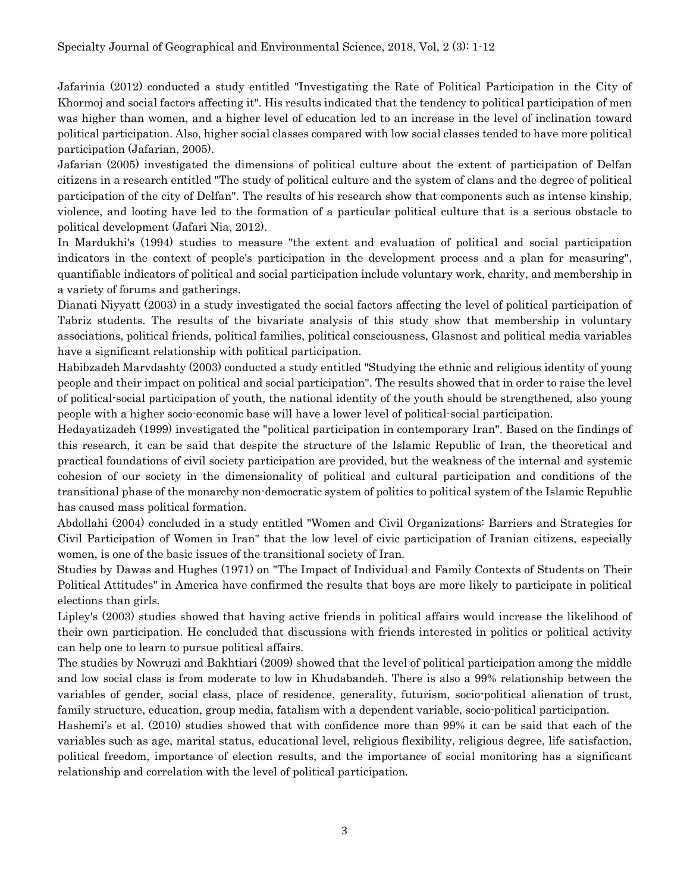Jafarinia (2012) conducted a study entitled "Investigating the Rate of Political Participation in the City of Khormoj and social factors affecting it". His results indicated that the tendency to political participation of men was higher than women, and a higher level of education led to an increase in the level of inclination toward political participation. Also, higher social classes compared with low social classes tended to have more political participation (Jafarian, 2005).

Jafarian (2005) investigated the dimensions of political culture about the extent of participation of Delfan citizens in a research entitled "The study of political culture and the system of clans and the degree of political participation of the city of Delfan". The results of his research show that components such as intense kinship, violence, and looting have led to the formation of a particular political culture that is a serious obstacle to political development (Jafari Nia, 2012).

In Mardukhi's (1994) studies to measure "the extent and evaluation of political and social participation indicators in the context of people's participation in the development process and a plan for measuring", quantifiable indicators of political and social participation include voluntary work, charity, and membership in a variety of forums and gatherings.

Dianati Niyyatt (2003) in a study investigated the social factors affecting the level of political participation of Tabriz students. The results of the bivariate analysis of this study show that membership in voluntary associations, political friends, political families, political consciousness, Glasnost and political media variables have a significant relationship with political participation.

Habibzadeh Marvdashty (2003) conducted a study entitled "Studying the ethnic and religious identity of young people and their impact on political and social participation". The results showed that in order to raise the level of political-social participation of youth, the national identity of the youth should be strengthened, also young people with a higher socio-economic base will have a lower level of political-social participation.

Hedayatizadeh (1999) investigated the "political participation in contemporary Iran". Based on the findings of this research, it can be said that despite the structure of the Islamic Republic of Iran, the theoretical and practical foundations of civil society participation are provided, but the weakness of the internal and systemic cohesion of our society in the dimensionality of political and cultural participation and conditions of the transitional phase of the monarchy non-democratic system of politics to political system of the Islamic Republic has caused mass political formation.

Abdollahi (2004) concluded in a study entitled "Women and Civil Organizations: Barriers and Strategies for Civil Participation of Women in Iran" that the low level of civic participation of Iranian citizens, especially women, is one of the basic issues of the transitional society of Iran.

Studies by Dawas and Hughes (1971) on "The Impact of Individual and Family Contexts of Students on Their Political Attitudes" in America have confirmed the results that boys are more likely to participate in political elections than girls.

Lipley's (2003) studies showed that having active friends in political affairs would increase the likelihood of their own participation. He concluded that discussions with friends interested in politics or political activity can help one to learn to pursue political affairs.

The studies by Nowruzi and Bakhtiari (2009) showed that the level of political participation among the middle and low social class is from moderate to low in Khudabandeh. There is also a 99% relationship between the variables of gender, social class, place of residence, generality, futurism, socio-political alienation of trust, family structure, education, group media, fatalism with a dependent variable, socio-political participation.

Hashemi's et al. (2010) studies showed that with confidence more than 99% it can be said that each of the variables such as age, marital status, educational level, religious flexibility, religious degree, life satisfaction, political freedom, importance of election results, and the importance of social monitoring has a significant relationship and correlation with the level of political participation.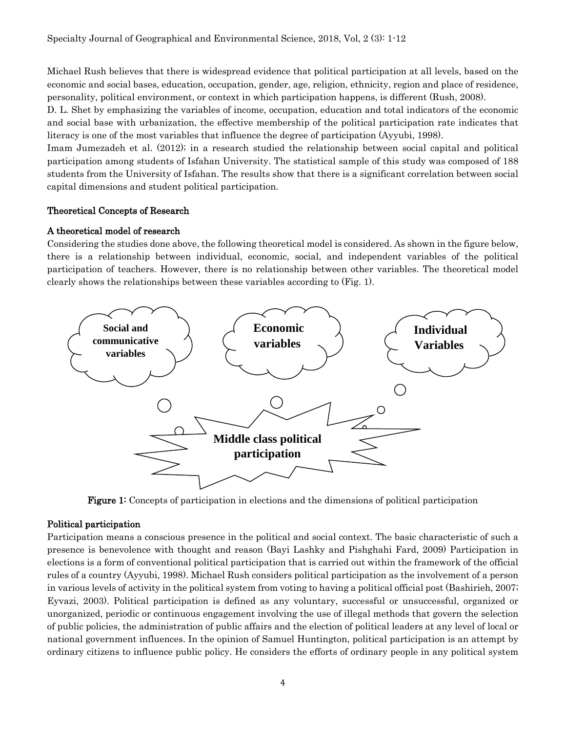Michael Rush believes that there is widespread evidence that political participation at all levels, based on the economic and social bases, education, occupation, gender, age, religion, ethnicity, region and place of residence, personality, political environment, or context in which participation happens, is different (Rush, 2008).

D. L. Shet by emphasizing the variables of income, occupation, education and total indicators of the economic and social base with urbanization, the effective membership of the political participation rate indicates that literacy is one of the most variables that influence the degree of participation (Ayyubi, 1998).

Imam Jumezadeh et al. (2012); in a research studied the relationship between social capital and political participation among students of Isfahan University. The statistical sample of this study was composed of 188 students from the University of Isfahan. The results show that there is a significant correlation between social capital dimensions and student political participation.

## Theoretical Concepts of Research

### A theoretical model of research

Considering the studies done above, the following theoretical model is considered. As shown in the figure below, there is a relationship between individual, economic, social, and independent variables of the political participation of teachers. However, there is no relationship between other variables. The theoretical model clearly shows the relationships between these variables according to (Fig. 1).

**Social and communicative variables**

**Economic variables**

**Individual Variables**

**Middle class political participation**

**Figure 1:** Concepts of participation in elections and the dimensions of political participation

### Political participation

Participation means a conscious presence in the political and social context. The basic characteristic of such a presence is benevolence with thought and reason (Bayi Lashky and Pishghahi Fard, 2009) Participation in elections is a form of conventional political participation that is carried out within the framework of the official rules of a country (Ayyubi, 1998). Michael Rush considers political participation as the involvement of a person in various levels of activity in the political system from voting to having a political official post (Bashirieh, 2007; Eyvazi, 2003). Political participation is defined as any voluntary, successful or unsuccessful, organized or unorganized, periodic or continuous engagement involving the use of illegal methods that govern the selection of public policies, the administration of public affairs and the election of political leaders at any level of local or national government influences. In the opinion of Samuel Huntington, political participation is an attempt by ordinary citizens to influence public policy. He considers the efforts of ordinary people in any political system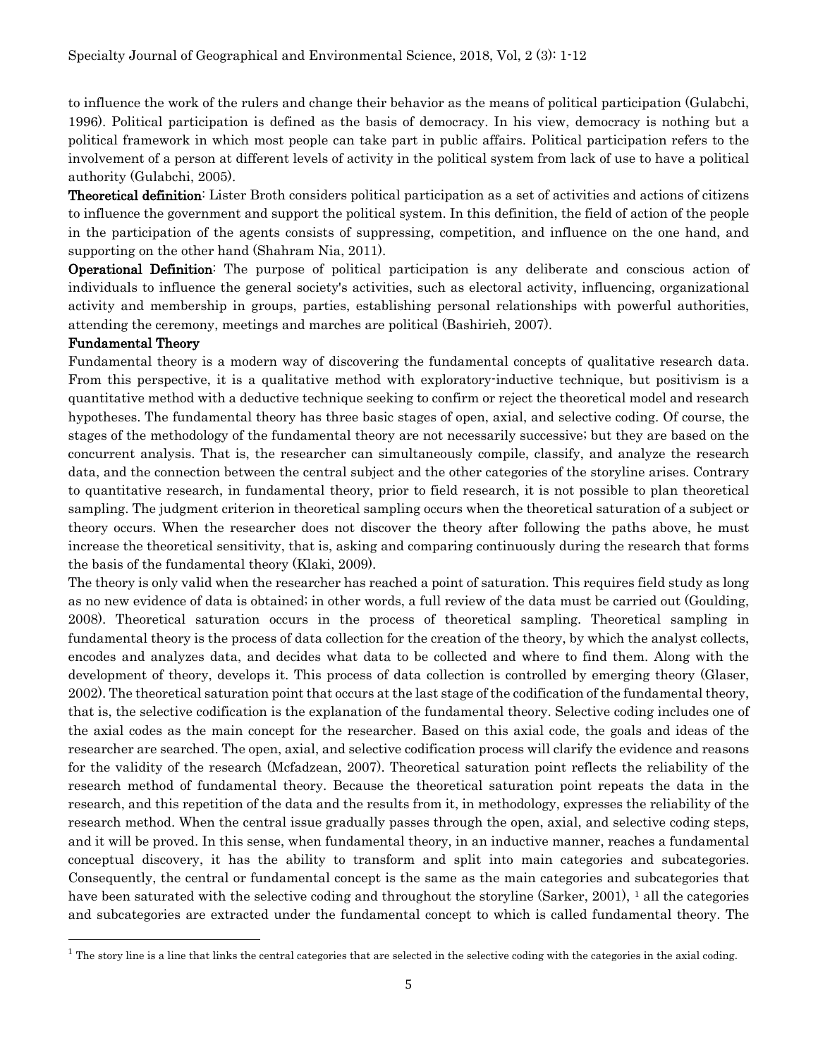to influence the work of the rulers and change their behavior as the means of political participation (Gulabchi, 1996). Political participation is defined as the basis of democracy. In his view, democracy is nothing but a political framework in which most people can take part in public affairs. Political participation refers to the involvement of a person at different levels of activity in the political system from lack of use to have a political authority (Gulabchi, 2005).

**Theoretical definition**: Lister Broth considers political participation as a set of activities and actions of citizens to influence the government and support the political system. In this definition, the field of action of the people in the participation of the agents consists of suppressing, competition, and influence on the one hand, and supporting on the other hand (Shahram Nia, 2011).

**Operational Definition**: The purpose of political participation is any deliberate and conscious action of individuals to influence the general society's activities, such as electoral activity, influencing, organizational activity and membership in groups, parties, establishing personal relationships with powerful authorities, attending the ceremony, meetings and marches are political (Bashirieh, 2007).

**Fundamental Theory**

Fundamental theory is a modern way of discovering the fundamental concepts of qualitative research data. From this perspective, it is a qualitative method with exploratory-inductive technique, but positivism is a quantitative method with a deductive technique seeking to confirm or reject the theoretical model and research hypotheses. The fundamental theory has three basic stages of open, axial, and selective coding. Of course, the stages of the methodology of the fundamental theory are not necessarily successive; but they are based on the concurrent analysis. That is, the researcher can simultaneously compile, classify, and analyze the research data, and the connection between the central subject and the other categories of the storyline arises. Contrary to quantitative research, in fundamental theory, prior to field research, it is not possible to plan theoretical sampling. The judgment criterion in theoretical sampling occurs when the theoretical saturation of a subject or theory occurs. When the researcher does not discover the theory after following the paths above, he must increase the theoretical sensitivity, that is, asking and comparing continuously during the research that forms the basis of the fundamental theory (Klaki, 2009).

The theory is only valid when the researcher has reached a point of saturation. This requires field study as long as no new evidence of data is obtained; in other words, a full review of the data must be carried out (Goulding, 2008). Theoretical saturation occurs in the process of theoretical sampling. Theoretical sampling in fundamental theory is the process of data collection for the creation of the theory, by which the analyst collects, encodes and analyzes data, and decides what data to be collected and where to find them. Along with the development of theory, develops it. This process of data collection is controlled by emerging theory (Glaser, 2002). The theoretical saturation point that occurs at the last stage of the codification of the fundamental theory, that is, the selective codification is the explanation of the fundamental theory. Selective coding includes one of the axial codes as the main concept for the researcher. Based on this axial code, the goals and ideas of the researcher are searched. The open, axial, and selective codification process will clarify the evidence and reasons for the validity of the research (Mcfadzean, 2007). Theoretical saturation point reflects the reliability of the research method of fundamental theory. Because the theoretical saturation point repeats the data in the research, and this repetition of the data and the results from it, in methodology, expresses the reliability of the research method. When the central issue gradually passes through the open, axial, and selective coding steps, and it will be proved. In this sense, when fundamental theory, in an inductive manner, reaches a fundamental conceptual discovery, it has the ability to transform and split into main categories and subcategories. Consequently, the central or fundamental concept is the same as the main categories and subcategories that have been saturated with the selective coding and throughout the storyline (Sarker, 2001), [1] all the categories and subcategories are extracted under the fundamental concept to which is called fundamental theory. The

[1] The story line is a line that links the central categories that are selected in the selective coding with the categories in the axial coding.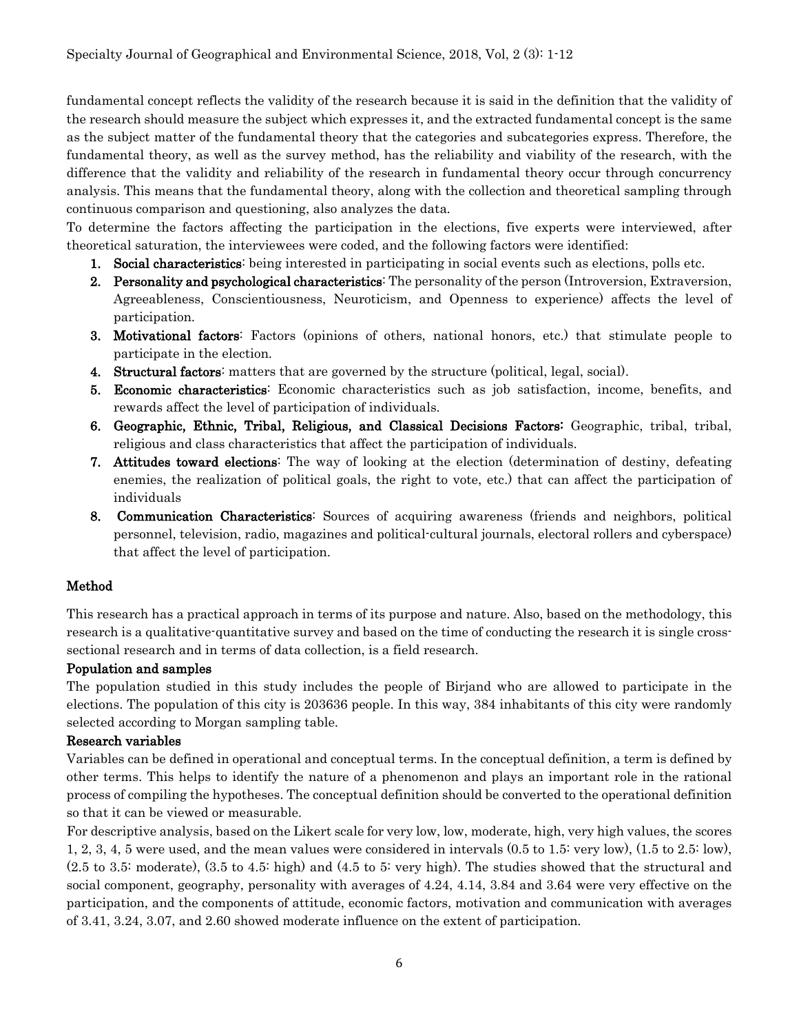fundamental concept reflects the validity of the research because it is said in the definition that the validity of the research should measure the subject which expresses it, and the extracted fundamental concept is the same as the subject matter of the fundamental theory that the categories and subcategories express. Therefore, the fundamental theory, as well as the survey method, has the reliability and viability of the research, with the difference that the validity and reliability of the research in fundamental theory occur through concurrency analysis. This means that the fundamental theory, along with the collection and theoretical sampling through continuous comparison and questioning, also analyzes the data.

To determine the factors affecting the participation in the elections, five experts were interviewed, after theoretical saturation, the interviewees were coded, and the following factors were identified:

1. **Social characteristics**: being interested in participating in social events such as elections, polls etc.
2. **Personality and psychological characteristics**: The personality of the person (Introversion, Extraversion, Agreeableness, Conscientiousness, Neuroticism, and Openness to experience) affects the level of participation.
3. **Motivational factors**: Factors (opinions of others, national honors, etc.) that stimulate people to participate in the election.
4. **Structural factors**: matters that are governed by the structure (political, legal, social).
5. **Economic characteristics**: Economic characteristics such as job satisfaction, income, benefits, and rewards affect the level of participation of individuals.
6. **Geographic, Ethnic, Tribal, Religious, and Classical Decisions Factors:** Geographic, tribal, tribal, religious and class characteristics that affect the participation of individuals.
7. **Attitudes toward elections**: The way of looking at the election (determination of destiny, defeating enemies, the realization of political goals, the right to vote, etc.) that can affect the participation of individuals
8. **Communication Characteristics**: Sources of acquiring awareness (friends and neighbors, political personnel, television, radio, magazines and political-cultural journals, electoral rollers and cyberspace) that affect the level of participation.

## Method

This research has a practical approach in terms of its purpose and nature. Also, based on the methodology, this research is a qualitative-quantitative survey and based on the time of conducting the research it is single cross-sectional research and in terms of data collection, is a field research.

### Population and samples

The population studied in this study includes the people of Birjand who are allowed to participate in the elections. The population of this city is 203636 people. In this way, 384 inhabitants of this city were randomly selected according to Morgan sampling table.

### Research variables

Variables can be defined in operational and conceptual terms. In the conceptual definition, a term is defined by other terms. This helps to identify the nature of a phenomenon and plays an important role in the rational process of compiling the hypotheses. The conceptual definition should be converted to the operational definition so that it can be viewed or measurable.

For descriptive analysis, based on the Likert scale for very low, low, moderate, high, very high values, the scores 1, 2, 3, 4, 5 were used, and the mean values were considered in intervals (0.5 to 1.5: very low), (1.5 to 2.5: low), (2.5 to 3.5: moderate), (3.5 to 4.5: high) and (4.5 to 5: very high). The studies showed that the structural and social component, geography, personality with averages of 4.24, 4.14, 3.84 and 3.64 were very effective on the participation, and the components of attitude, economic factors, motivation and communication with averages of 3.41, 3.24, 3.07, and 2.60 showed moderate influence on the extent of participation.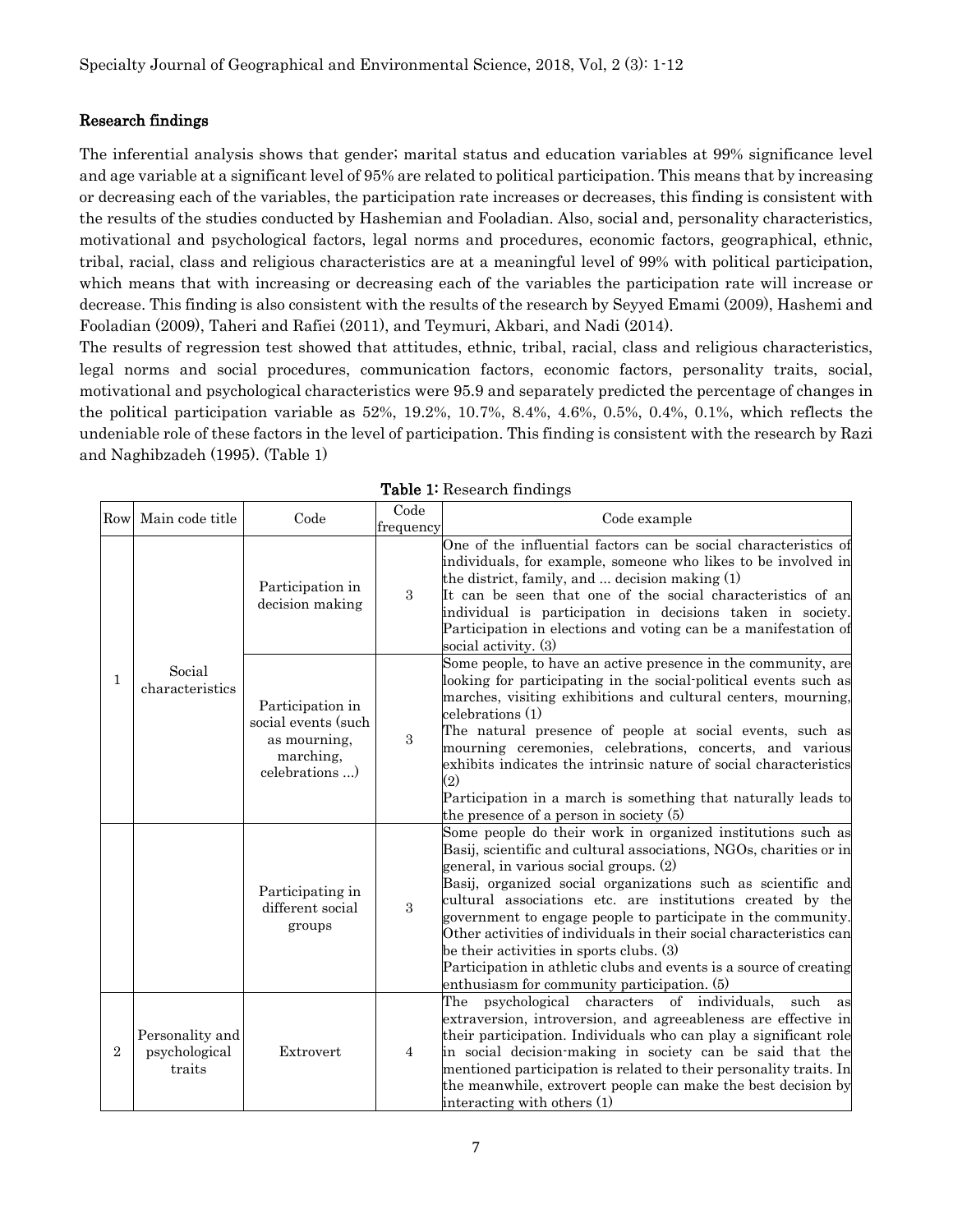### Research findings

The inferential analysis shows that gender; marital status and education variables at 99% significance level and age variable at a significant level of 95% are related to political participation. This means that by increasing or decreasing each of the variables, the participation rate increases or decreases, this finding is consistent with the results of the studies conducted by Hashemian and Fooladian. Also, social and, personality characteristics, motivational and psychological factors, legal norms and procedures, economic factors, geographical, ethnic, tribal, racial, class and religious characteristics are at a meaningful level of 99% with political participation, which means that with increasing or decreasing each of the variables the participation rate will increase or decrease. This finding is also consistent with the results of the research by Seyyed Emami (2009), Hashemi and Fooladian (2009), Taheri and Rafiei (2011), and Teymuri, Akbari, and Nadi (2014).

The results of regression test showed that attitudes, ethnic, tribal, racial, class and religious characteristics, legal norms and social procedures, communication factors, economic factors, personality traits, social, motivational and psychological characteristics were 95.9 and separately predicted the percentage of changes in the political participation variable as 52%, 19.2%, 10.7%, 8.4%, 4.6%, 0.5%, 0.4%, 0.1%, which reflects the undeniable role of these factors in the level of participation. This finding is consistent with the research by Razi and Naghibzadeh (1995). (Table 1)

**Table 1:** Research findings

| Row | Main code title | Code | Code frequency | Code example |
|---|---|---|---|---|
| 1 | Social characteristics | Participation in decision making | 3 | One of the influential factors can be social characteristics of individuals, for example, someone who likes to be involved in the district, family, and ... decision making (1) It can be seen that one of the social characteristics of an individual is participation in decisions taken in society. Participation in elections and voting can be a manifestation of social activity. (3) |
| | | Participation in social events (such as mourning, marching, celebrations ...) | 3 | Some people, to have an active presence in the community, are looking for participating in the social-political events such as marches, visiting exhibitions and cultural centers, mourning, celebrations (1) The natural presence of people at social events, such as mourning ceremonies, celebrations, concerts, and various exhibits indicates the intrinsic nature of social characteristics (2) Participation in a march is something that naturally leads to the presence of a person in society (5) |
| | | Participating in different social groups | 3 | Some people do their work in organized institutions such as Basij, scientific and cultural associations, NGOs, charities or in general, in various social groups. (2) Basij, organized social organizations such as scientific and cultural associations etc. are institutions created by the government to engage people to participate in the community. Other activities of individuals in their social characteristics can be their activities in sports clubs. (3) Participation in athletic clubs and events is a source of creating enthusiasm for community participation. (5) |
| 2 | Personality and psychological traits | Extrovert | 4 | The psychological characters of individuals, such as extraversion, introversion, and agreeableness are effective in their participation. Individuals who can play a significant role in social decision-making in society can be said that the mentioned participation is related to their personality traits. In the meanwhile, extrovert people can make the best decision by interacting with others (1) |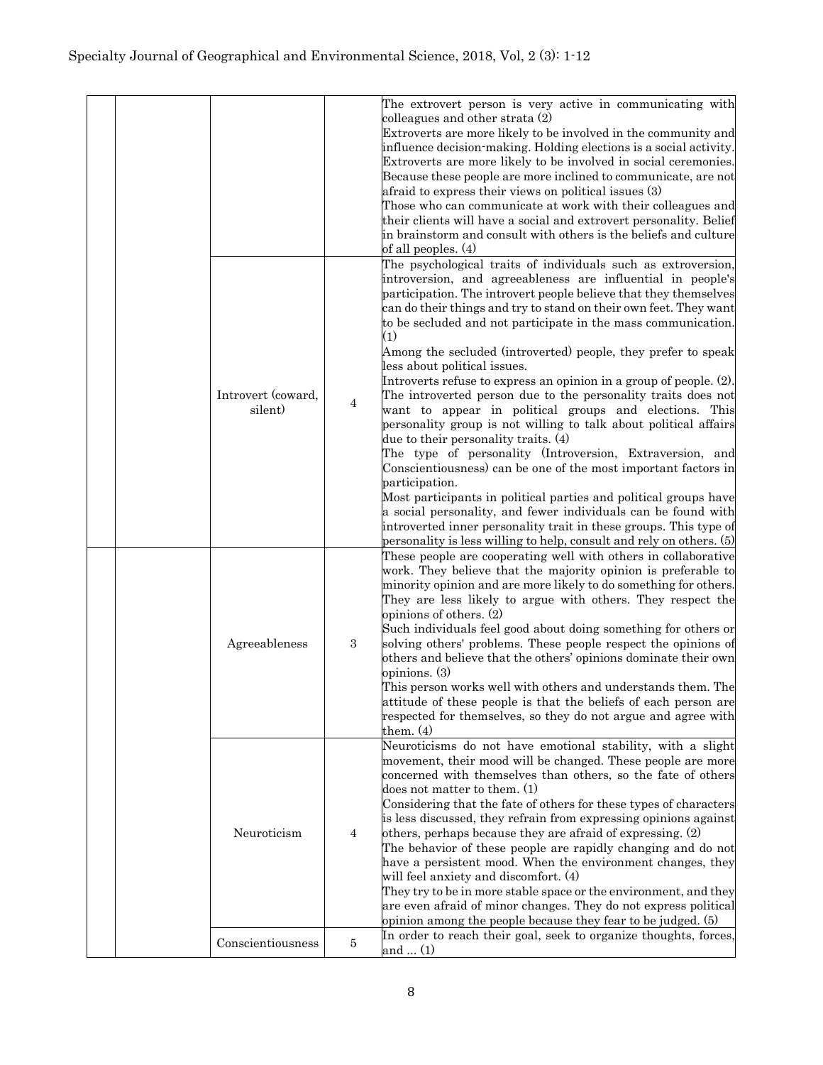| | | | | |
|---|---|---|---|---|
| | | | | The extrovert person is very active in communicating with colleagues and other strata (2)<br>Extroverts are more likely to be involved in the community and influence decision-making. Holding elections is a social activity. Extroverts are more likely to be involved in social ceremonies. Because these people are more inclined to communicate, are not afraid to express their views on political issues (3)<br>Those who can communicate at work with their colleagues and their clients will have a social and extrovert personality. Belief in brainstorm and consult with others is the beliefs and culture of all peoples. (4) |
| | | Introvert (coward, silent) | 4 | The psychological traits of individuals such as extroversion, introversion, and agreeableness are influential in people's participation. The introvert people believe that they themselves can do their things and try to stand on their own feet. They want to be secluded and not participate in the mass communication. (1)<br>Among the secluded (introverted) people, they prefer to speak less about political issues.<br>Introverts refuse to express an opinion in a group of people. (2).<br>The introverted person due to the personality traits does not want to appear in political groups and elections. This personality group is not willing to talk about political affairs due to their personality traits. (4)<br>The type of personality (Introversion, Extraversion, and Conscientiousness) can be one of the most important factors in participation.<br>Most participants in political parties and political groups have a social personality, and fewer individuals can be found with introverted inner personality trait in these groups. This type of personality is less willing to help, consult and rely on others. (5) |
| | | Agreeableness | 3 | These people are cooperating well with others in collaborative work. They believe that the majority opinion is preferable to minority opinion and are more likely to do something for others. They are less likely to argue with others. They respect the opinions of others. (2)<br>Such individuals feel good about doing something for others or solving others' problems. These people respect the opinions of others and believe that the others' opinions dominate their own opinions. (3)<br>This person works well with others and understands them. The attitude of these people is that the beliefs of each person are respected for themselves, so they do not argue and agree with them. (4) |
| | | Neuroticism | 4 | Neuroticisms do not have emotional stability, with a slight movement, their mood will be changed. These people are more concerned with themselves than others, so the fate of others does not matter to them. (1)<br>Considering that the fate of others for these types of characters is less discussed, they refrain from expressing opinions against others, perhaps because they are afraid of expressing. (2)<br>The behavior of these people are rapidly changing and do not have a persistent mood. When the environment changes, they will feel anxiety and discomfort. (4)<br>They try to be in more stable space or the environment, and they are even afraid of minor changes. They do not express political opinion among the people because they fear to be judged. (5) |
| | | Conscientiousness | 5 | In order to reach their goal, seek to organize thoughts, forces, and ... (1) |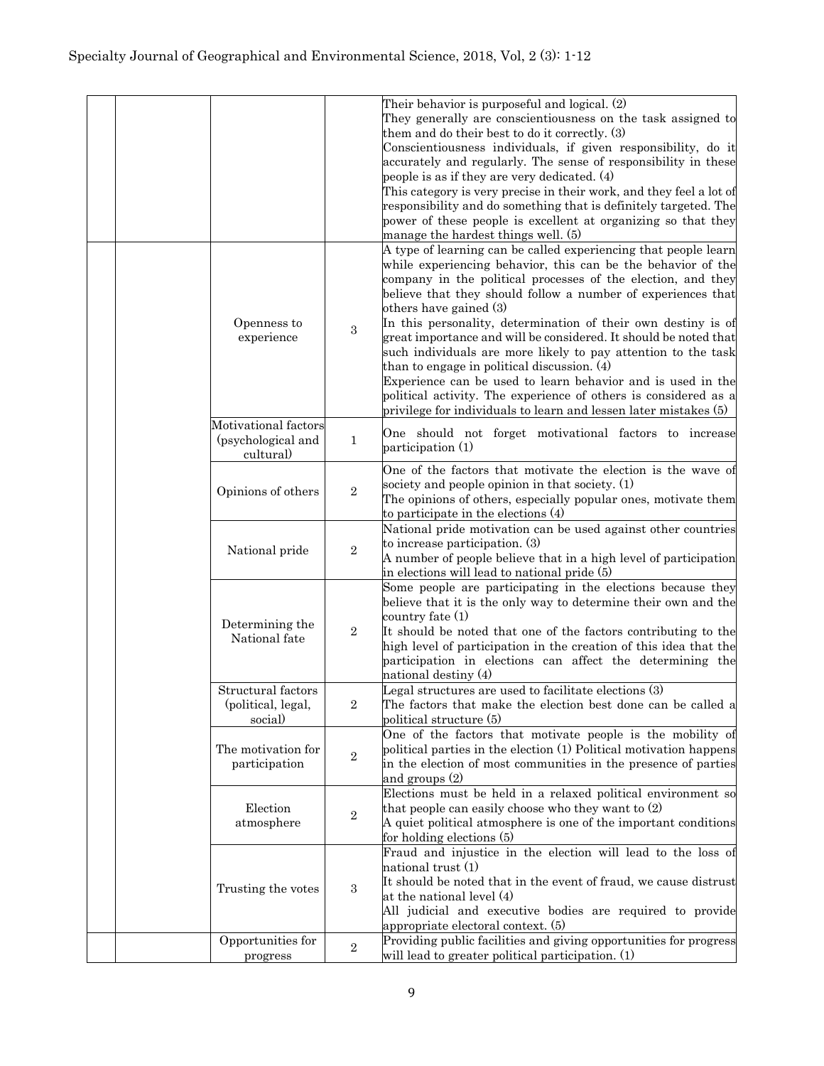| | | | | |
|---|---|---|---|---|
| | | | | Their behavior is purposeful and logical. (2)<br>They generally are conscientiousness on the task assigned to them and do their best to do it correctly. (3)<br>Conscientiousness individuals, if given responsibility, do it accurately and regularly. The sense of responsibility in these people is as if they are very dedicated. (4)<br>This category is very precise in their work, and they feel a lot of responsibility and do something that is definitely targeted. The power of these people is excellent at organizing so that they manage the hardest things well. (5) |
| | | Openness to experience | 3 | A type of learning can be called experiencing that people learn while experiencing behavior, this can be the behavior of the company in the political processes of the election, and they believe that they should follow a number of experiences that others have gained (3)<br>In this personality, determination of their own destiny is of great importance and will be considered. It should be noted that such individuals are more likely to pay attention to the task than to engage in political discussion. (4)<br>Experience can be used to learn behavior and is used in the political activity. The experience of others is considered as a privilege for individuals to learn and lessen later mistakes (5) |
| | | Motivational factors (psychological and cultural) | 1 | One should not forget motivational factors to increase participation (1) |
| | | Opinions of others | 2 | One of the factors that motivate the election is the wave of society and people opinion in that society. (1)<br>The opinions of others, especially popular ones, motivate them to participate in the elections (4) |
| | | National pride | 2 | National pride motivation can be used against other countries to increase participation. (3)<br>A number of people believe that in a high level of participation in elections will lead to national pride (5) |
| | | Determining the National fate | 2 | Some people are participating in the elections because they believe that it is the only way to determine their own and the country fate (1)<br>It should be noted that one of the factors contributing to the high level of participation in the creation of this idea that the participation in elections can affect the determining the national destiny (4) |
| | | Structural factors (political, legal, social) | 2 | Legal structures are used to facilitate elections (3)<br>The factors that make the election best done can be called a political structure (5) |
| | | The motivation for participation | 2 | One of the factors that motivate people is the mobility of political parties in the election (1) Political motivation happens in the election of most communities in the presence of parties and groups (2) |
| | | Election atmosphere | 2 | Elections must be held in a relaxed political environment so that people can easily choose who they want to (2)<br>A quiet political atmosphere is one of the important conditions for holding elections (5) |
| | | Trusting the votes | 3 | Fraud and injustice in the election will lead to the loss of national trust (1)<br>It should be noted that in the event of fraud, we cause distrust at the national level (4)<br>All judicial and executive bodies are required to provide appropriate electoral context. (5) |
| | | Opportunities for progress | 2 | Providing public facilities and giving opportunities for progress will lead to greater political participation. (1) |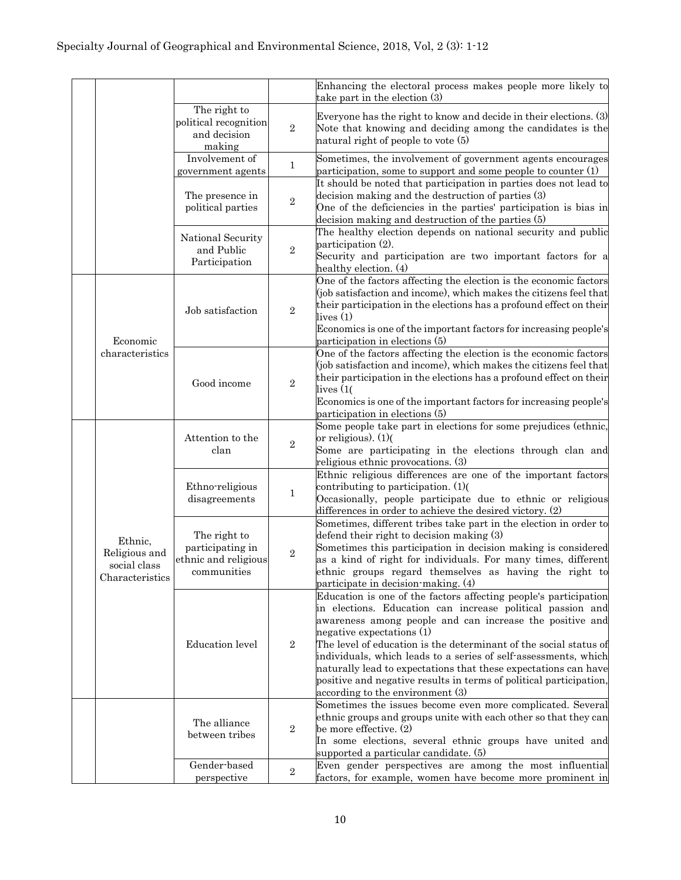| | | | | |
|---|---|---|---|---|
| | | | | Enhancing the electoral process makes people more likely to take part in the election (3) |
| | | The right to political recognition and decision making | 2 | Everyone has the right to know and decide in their elections. (3) Note that knowing and deciding among the candidates is the natural right of people to vote (5) |
| | | Involvement of government agents | 1 | Sometimes, the involvement of government agents encourages participation, some to support and some people to counter (1) |
| | | The presence in political parties | 2 | It should be noted that participation in parties does not lead to decision making and the destruction of parties (3) One of the deficiencies in the parties' participation is bias in decision making and destruction of the parties (5) |
| | | National Security and Public Participation | 2 | The healthy election depends on national security and public participation (2). Security and participation are two important factors for a healthy election. (4) |
| | Economic characteristics | Job satisfaction | 2 | One of the factors affecting the election is the economic factors (job satisfaction and income), which makes the citizens feel that their participation in the elections has a profound effect on their lives (1) Economics is one of the important factors for increasing people's participation in elections (5) |
| | | Good income | 2 | One of the factors affecting the election is the economic factors (job satisfaction and income), which makes the citizens feel that their participation in the elections has a profound effect on their lives (1( Economics is one of the important factors for increasing people's participation in elections (5) |
| | Ethnic, Religious and social class Characteristics | Attention to the clan | 2 | Some people take part in elections for some prejudices (ethnic, or religious). (1)( Some are participating in the elections through clan and religious ethnic provocations. (3) |
| | | Ethno-religious disagreements | 1 | Ethnic religious differences are one of the important factors contributing to participation. (1)( Occasionally, people participate due to ethnic or religious differences in order to achieve the desired victory. (2) |
| | | The right to participating in ethnic and religious communities | 2 | Sometimes, different tribes take part in the election in order to defend their right to decision making (3) Sometimes this participation in decision making is considered as a kind of right for individuals. For many times, different ethnic groups regard themselves as having the right to participate in decision-making. (4) |
| | | Education level | 2 | Education is one of the factors affecting people's participation in elections. Education can increase political passion and awareness among people and can increase the positive and negative expectations (1) The level of education is the determinant of the social status of individuals, which leads to a series of self-assessments, which naturally lead to expectations that these expectations can have positive and negative results in terms of political participation, according to the environment (3) |
| | | The alliance between tribes | 2 | Sometimes the issues become even more complicated. Several ethnic groups and groups unite with each other so that they can be more effective. (2) In some elections, several ethnic groups have united and supported a particular candidate. (5) |
| | | Gender-based perspective | 2 | Even gender perspectives are among the most influential factors, for example, women have become more prominent in |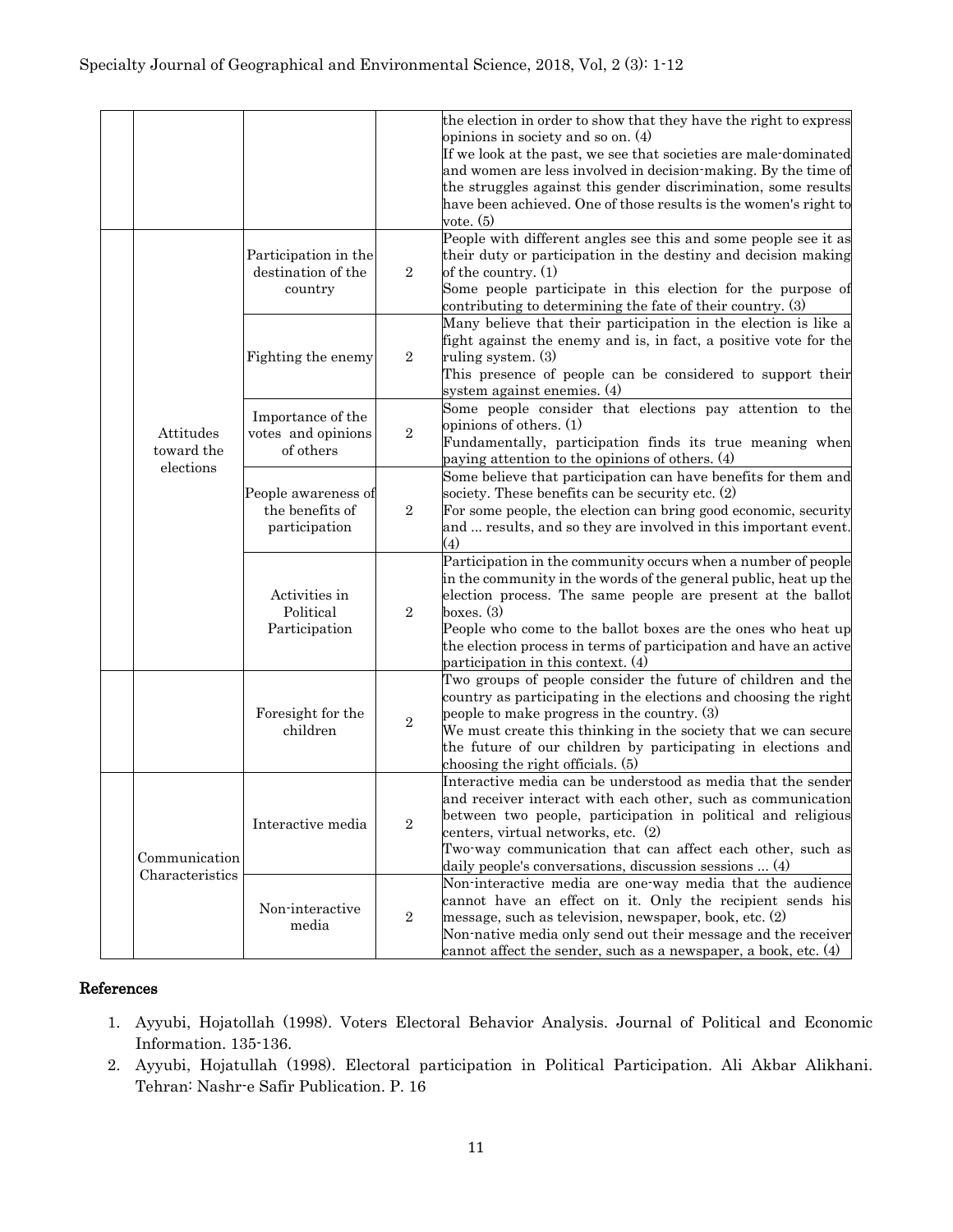| | | | | |
|---|---|---|---|---|
| | | | | the election in order to show that they have the right to express opinions in society and so on. (4) If we look at the past, we see that societies are male-dominated and women are less involved in decision-making. By the time of the struggles against this gender discrimination, some results have been achieved. One of those results is the women's right to vote. (5) |
| | Attitudes toward the elections | Participation in the destination of the country | 2 | People with different angles see this and some people see it as their duty or participation in the destiny and decision making of the country. (1) Some people participate in this election for the purpose of contributing to determining the fate of their country. (3) |
| | | Fighting the enemy | 2 | Many believe that their participation in the election is like a fight against the enemy and is, in fact, a positive vote for the ruling system. (3) This presence of people can be considered to support their system against enemies. (4) |
| | | Importance of the votes and opinions of others | 2 | Some people consider that elections pay attention to the opinions of others. (1) Fundamentally, participation finds its true meaning when paying attention to the opinions of others. (4) |
| | | People awareness of the benefits of participation | 2 | Some believe that participation can have benefits for them and society. These benefits can be security etc. (2) For some people, the election can bring good economic, security and ... results, and so they are involved in this important event. (4) |
| | | Activities in Political Participation | 2 | Participation in the community occurs when a number of people in the community in the words of the general public, heat up the election process. The same people are present at the ballot boxes. (3) People who come to the ballot boxes are the ones who heat up the election process in terms of participation and have an active participation in this context. (4) |
| | | Foresight for the children | 2 | Two groups of people consider the future of children and the country as participating in the elections and choosing the right people to make progress in the country. (3) We must create this thinking in the society that we can secure the future of our children by participating in elections and choosing the right officials. (5) |
| | Communication Characteristics | Interactive media | 2 | Interactive media can be understood as media that the sender and receiver interact with each other, such as communication between two people, participation in political and religious centers, virtual networks, etc. (2) Two-way communication that can affect each other, such as daily people's conversations, discussion sessions ... (4) |
| | | Non-interactive media | 2 | Non-interactive media are one-way media that the audience cannot have an effect on it. Only the recipient sends his message, such as television, newspaper, book, etc. (2) Non-native media only send out their message and the receiver cannot affect the sender, such as a newspaper, a book, etc. (4) |

## References

1. Ayyubi, Hojatollah (1998). Voters Electoral Behavior Analysis. Journal of Political and Economic Information. 135-136.
2. Ayyubi, Hojatullah (1998). Electoral participation in Political Participation. Ali Akbar Alikhani. Tehran: Nashr-e Safir Publication. P. 16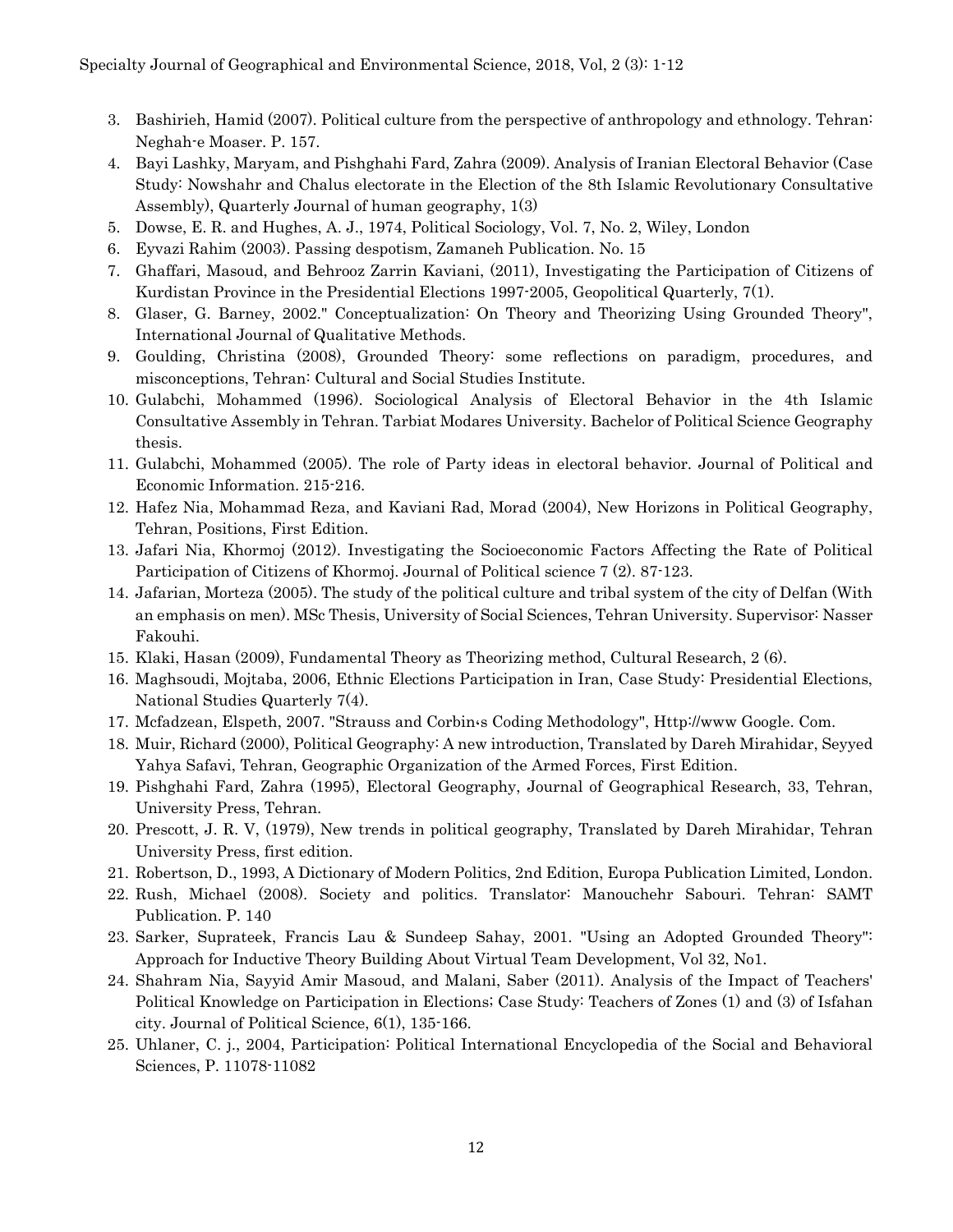3. Bashirieh, Hamid (2007). Political culture from the perspective of anthropology and ethnology. Tehran: Neghah-e Moaser. P. 157.
4. Bayi Lashky, Maryam, and Pishghahi Fard, Zahra (2009). Analysis of Iranian Electoral Behavior (Case Study: Nowshahr and Chalus electorate in the Election of the 8th Islamic Revolutionary Consultative Assembly), Quarterly Journal of human geography, 1(3)
5. Dowse, E. R. and Hughes, A. J., 1974, Political Sociology, Vol. 7, No. 2, Wiley, London
6. Eyvazi Rahim (2003). Passing despotism, Zamaneh Publication. No. 15
7. Ghaffari, Masoud, and Behrooz Zarrin Kaviani, (2011), Investigating the Participation of Citizens of Kurdistan Province in the Presidential Elections 1997-2005, Geopolitical Quarterly, 7(1).
8. Glaser, G. Barney, 2002." Conceptualization: On Theory and Theorizing Using Grounded Theory", International Journal of Qualitative Methods.
9. Goulding, Christina (2008), Grounded Theory: some reflections on paradigm, procedures, and misconceptions, Tehran: Cultural and Social Studies Institute.
10. Gulabchi, Mohammed (1996). Sociological Analysis of Electoral Behavior in the 4th Islamic Consultative Assembly in Tehran. Tarbiat Modares University. Bachelor of Political Science Geography thesis.
11. Gulabchi, Mohammed (2005). The role of Party ideas in electoral behavior. Journal of Political and Economic Information. 215-216.
12. Hafez Nia, Mohammad Reza, and Kaviani Rad, Morad (2004), New Horizons in Political Geography, Tehran, Positions, First Edition.
13. Jafari Nia, Khormoj (2012). Investigating the Socioeconomic Factors Affecting the Rate of Political Participation of Citizens of Khormoj. Journal of Political science 7 (2). 87-123.
14. Jafarian, Morteza (2005). The study of the political culture and tribal system of the city of Delfan (With an emphasis on men). MSc Thesis, University of Social Sciences, Tehran University. Supervisor: Nasser Fakouhi.
15. Klaki, Hasan (2009), Fundamental Theory as Theorizing method, Cultural Research, 2 (6).
16. Maghsoudi, Mojtaba, 2006, Ethnic Elections Participation in Iran, Case Study: Presidential Elections, National Studies Quarterly 7(4).
17. Mcfadzean, Elspeth, 2007. "Strauss and Corbin‹s Coding Methodology", Http://www Google. Com.
18. Muir, Richard (2000), Political Geography: A new introduction, Translated by Dareh Mirahidar, Seyyed Yahya Safavi, Tehran, Geographic Organization of the Armed Forces, First Edition.
19. Pishghahi Fard, Zahra (1995), Electoral Geography, Journal of Geographical Research, 33, Tehran, University Press, Tehran.
20. Prescott, J. R. V, (1979), New trends in political geography, Translated by Dareh Mirahidar, Tehran University Press, first edition.
21. Robertson, D., 1993, A Dictionary of Modern Politics, 2nd Edition, Europa Publication Limited, London.
22. Rush, Michael (2008). Society and politics. Translator: Manouchehr Sabouri. Tehran: SAMT Publication. P. 140
23. Sarker, Suprateek, Francis Lau & Sundeep Sahay, 2001. "Using an Adopted Grounded Theory": Approach for Inductive Theory Building About Virtual Team Development, Vol 32, No1.
24. Shahram Nia, Sayyid Amir Masoud, and Malani, Saber (2011). Analysis of the Impact of Teachers' Political Knowledge on Participation in Elections; Case Study: Teachers of Zones (1) and (3) of Isfahan city. Journal of Political Science, 6(1), 135-166.
25. Uhlaner, C. j., 2004, Participation: Political International Encyclopedia of the Social and Behavioral Sciences, P. 11078-11082